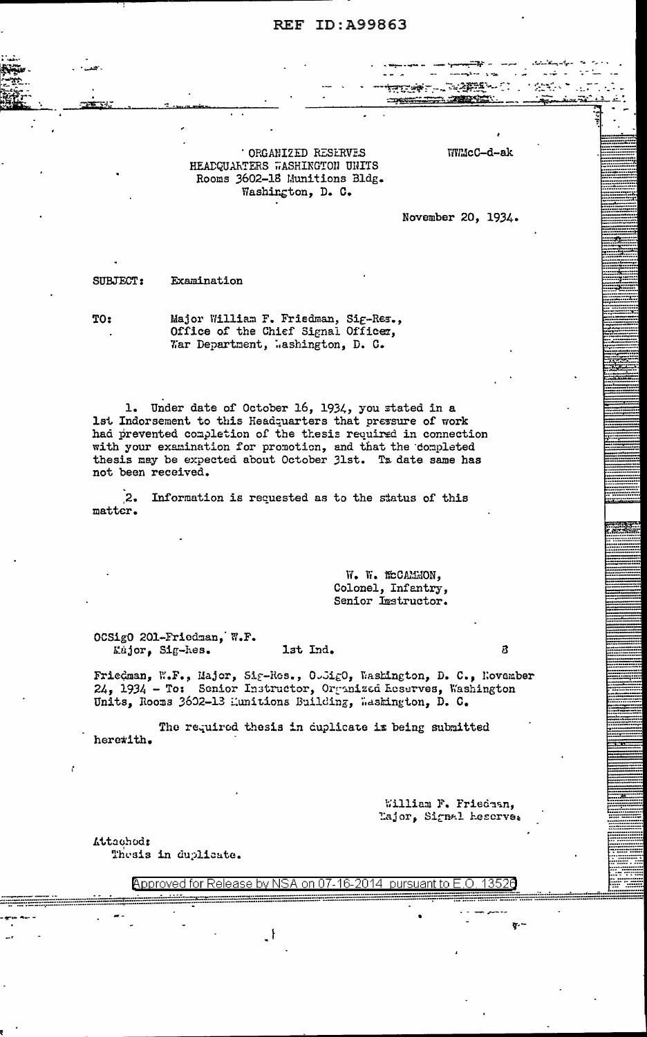REF ID:A99863

ORGANIZED RESERVES
HEADQUARTERS WASHINGTON UNITS
Rooms 3602-18 Munitions Bldg.
Washington, D. C.

WWMcC-d-ak

November 20, 1934.

SUBJECT: Examination

TO: Major William F. Friedman, Sig-Res.,
Office of the Chief Signal Officer,
War Department, Washington, D. C.

1. Under date of October 16, 1934, you stated in a 1st Indorsement to this Headquarters that pressure of work had prevented completion of the thesis required in connection with your examination for promotion, and that the completed thesis may be expected about October 31st. To date same has not been received.

2. Information is requested as to the status of this matter.

W. W. McCAMMON,
Colonel, Infantry,
Senior Instructor.

OCSigO 201-Friedman, W.F.
Major, Sig-Res. 1st Ind. 8

Friedman, W.F., Major, Sig-Res., OCSigO, Washington, D. C., November 24, 1934 - To: Senior Instructor, Organized Reserves, Washington Units, Rooms 3602-13 Munitions Building, Washington, D. C.

The required thesis in duplicate is being submitted herewith.

William F. Friedman,
Major, Signal Reserve.

Attached:
Thesis in duplicate.

Approved for Release by NSA on 07-16-2014 pursuant to E.O. 13526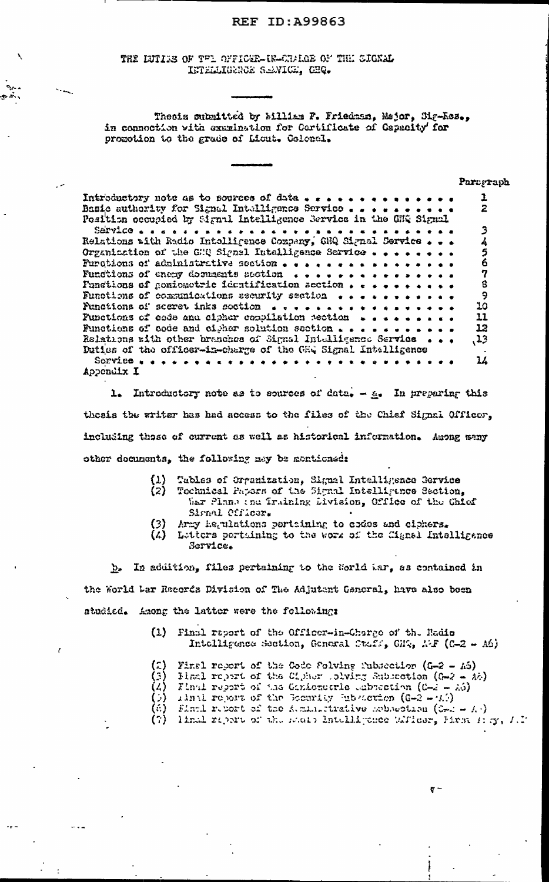REF ID:A99863

THE DUTIES OF THE OFFICER-IN-CHARGE OF THE SIGNAL INTELLIGENCE SERVICE, GHQ.

---

Thesis submitted by William F. Friedman, Major, Sig-Res., in connection with examination for Certificate of Capacity for promotion to the grade of Lieut. Colonel.

---

| | Paragraph |
|---|---|
| Introductory note as to sources of data . . . . . . . . . . . . . . | 1 |
| Basic authority for Signal Intelligence Service . . . . . . . . . . | 2 |
| Position occupied by Signal Intelligence Service in the GHQ Signal Service . . . . . . . . . . . . . . . . . . . . . . . . . . . . . | 3 |
| Relations with Radio Intelligence Company, GHQ Signal Service . . . | 4 |
| Organization of the GHQ Signal Intelligence Service . . . . . . . . | 5 |
| Functions of administrative section . . . . . . . . . . . . . . . | 6 |
| Functions of enemy documents section . . . . . . . . . . . . . . . | 7 |
| Functions of goniometric identification section . . . . . . . . . . | 8 |
| Functions of communications security section . . . . . . . . . . . | 9 |
| Functions of secret inks section . . . . . . . . . . . . . . . . . | 10 |
| Functions of code and cipher compilation section . . . . . . . . . | 11 |
| Functions of code and cipher solution section . . . . . . . . . . . | 12 |
| Relations with other branches of Signal Intelligence Service . . . | 13 |
| Duties of the officer-in-charge of the GHQ Signal Intelligence Service . . . . . . . . . . . . . . . . . . . . . . . . . . . . . | 14 |
| Appendix I | |

1. Introductory note as to sources of data. - a. In preparing this thesis the writer has had access to the files of the Chief Signal Officer, including those of current as well as historical information. Among many other documents, the following may be mentioned:

(1) Tables of Organization, Signal Intelligence Service
(2) Technical Papers of the Signal Intelligence Section, War Plans and Training Division, Office of the Chief Signal Officer.
(3) Army Regulations pertaining to codes and ciphers.
(4) Letters pertaining to the work of the Signal Intelligence Service.

b. In addition, files pertaining to the World War, as contained in the World War Records Division of The Adjutant General, have also been studied. Among the latter were the following:

(1) Final report of the Officer-in-Charge of the Radio Intelligence Section, General Staff, GHQ, AEF (G-2 - A6)
(2) Final report of the Code Solving Subsection (G-2 - A6)
(3) Final report of the Cipher Solving Subsection (G-2 - A6)
(4) Final report of the Goniometric Subsection (G-2 - A6)
(5) Final report of the Security Subsection (G-2 - A6)
(6) Final report of the Administrative Subsection (G-2 - A6)
(7) Final report of the Radio Intelligence Officer, First Army, A.E.F.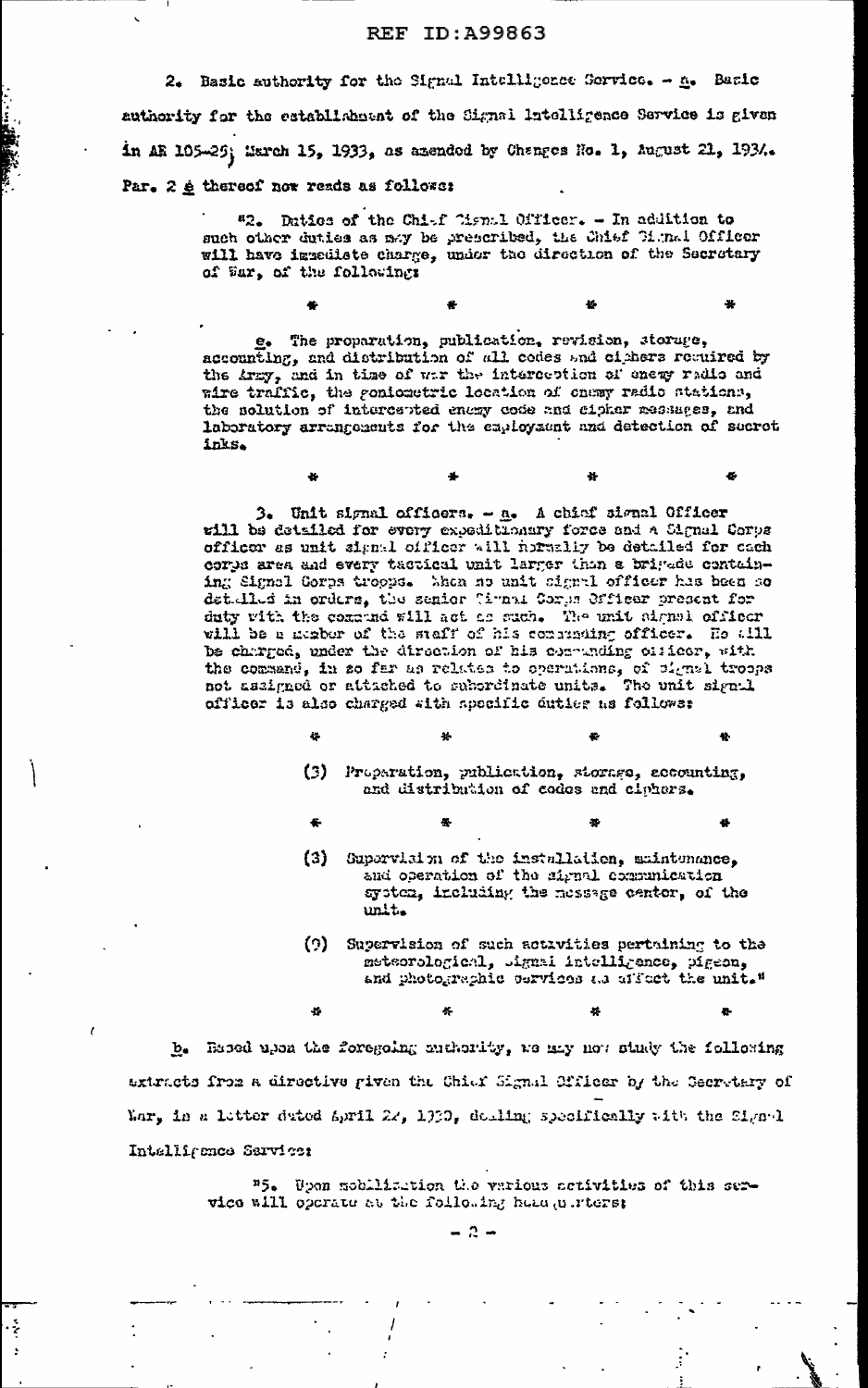2. Basic authority for the Signal Intelligence Service. - a. Basic authority for the establishment of the Signal Intelligence Service is given in AR 105-25, March 15, 1933, as amended by Changes No. 1, August 21, 1934. Par. 2 e thereof now reads as follows:

> "2. Duties of the Chief Signal Officer. - In addition to such other duties as may be prescribed, the Chief Signal Officer will have immediate charge, under the direction of the Secretary of War, of the following:
>
> \*　　　　\*　　　　\*　　　　\*
>
> e. The preparation, publication, revision, storage, accounting, and distribution of all codes and ciphers required by the Army, and in time of war the interception of enemy radio and wire traffic, the goniometric location of enemy radio stations, the solution of intercepted enemy code and cipher messages, and laboratory arrangements for the employment and detection of secret inks.
>
> \*　　　　\*　　　　\*　　　　\*
>
> 3. Unit signal officers. - a. A chief signal Officer will be detailed for every expeditionary force and a Signal Corps officer as unit signal officer will normally be detailed for each corps area and every tactical unit larger than a brigade containing Signal Corps troops. When no unit signal officer has been so detailed in orders, the senior Signal Corps Officer present for duty with the command will act as such. The unit signal officer will be a member of the staff of his commanding officer. He will be charged, under the direction of his commanding officer, with the command, in so far as relates to operations, of signal troops not assigned or attached to subordinate units. The unit signal officer is also charged with specific duties as follows:
>
> \*　　　　\*　　　　\*　　　　\*
>
> (3) Preparation, publication, storage, accounting, and distribution of codes and ciphers.
>
> \*　　　　\*　　　　\*　　　　\*
>
> (3) Supervision of the installation, maintenance, and operation of the signal communication system, including the message center, of the unit.
>
> (9) Supervision of such activities pertaining to the meteorological, signal intelligence, pigeon, and photographic services as affect the unit."
>
> \*　　　　\*　　　　\*　　　　\*

b. Based upon the foregoing authority, we may now study the following extracts from a directive given the Chief Signal Officer by the Secretary of War, in a letter dated April 22, 1930, dealing specifically with the Signal Intelligence Service:

> "5. Upon mobilization the various activities of this service will operate at the following headquarters: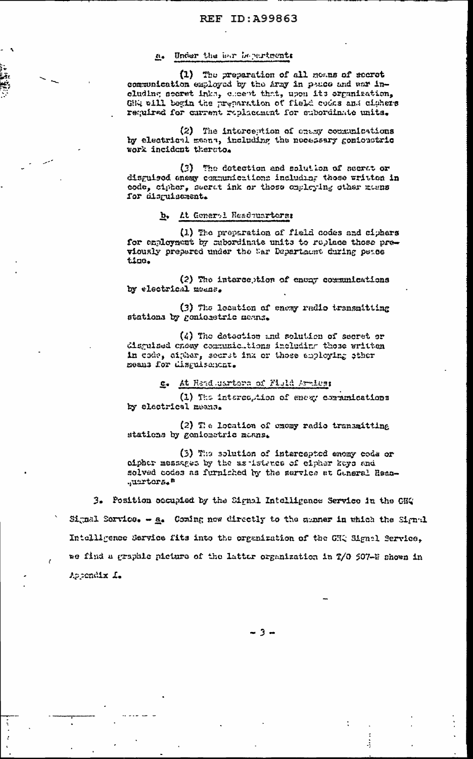a. Under the War Department:

(1) The preparation of all means of secret communication employed by the Army in peace and war including secret inks, except that, upon its organization, GHQ will begin the preparation of field codes and ciphers required for current replacement for subordinate units.

(2) The interception of enemy communications by electrical means, including the necessary goniometric work incident thereto.

(3) The detection and solution of secret or disguised enemy communications including those written in code, cipher, secret ink or those employing other means for disguisement.

b. At General Headquarters:

(1) The preparation of field codes and ciphers for employment by subordinate units to replace those previously prepared under the War Department during peace time.

(2) The interception of enemy communications by electrical means.

(3) The location of enemy radio transmitting stations by goniometric means.

(4) The detection and solution of secret or disguised enemy communications including those written in code, cipher, secret ink or those employing other means for disguisement.

c. At Headquarters of Field Armies:

(1) The interception of enemy communications by electrical means.

(2) The location of enemy radio transmitting stations by goniometric means.

(3) The solution of intercepted enemy code or cipher messages by the assistance of cipher keys and solved codes as furnished by the service at General Headquarters."

3. Position occupied by the Signal Intelligence Service in the GHQ Signal Service. - a. Coming now directly to the manner in which the Signal Intelligence Service fits into the organization of the GHQ Signal Service, we find a graphic picture of the latter organization in T/O 507-W shown in Appendix I.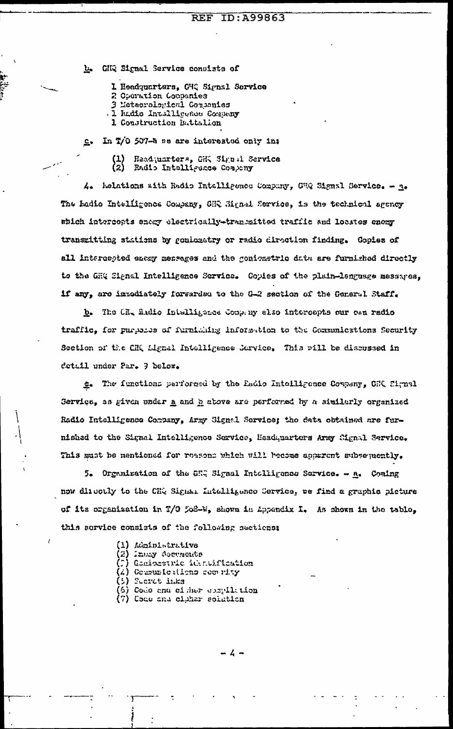b. GHQ Signal Service consists of

1 Headquarters, GHQ Signal Service
2 Operation Companies
3 Meteorological Companies
1 Radio Intelligence Company
1 Construction Battalion

c. In T/O 507-W we are interested only in:

(1) Headquarters, GHQ Signal Service
(2) Radio Intelligence Company

4. Relations with Radio Intelligence Company, GHQ Signal Service. – a. The Radio Intelligence Company, GHQ Signal Service, is the technical agency which intercepts enemy electrically-transmitted traffic and locates enemy transmitting stations by goniometry or radio direction finding. Copies of all intercepted enemy messages and the goniometric data are furnished directly to the GHQ Signal Intelligence Service. Copies of the plain-language messages, if any, are immediately forwarded to the G-2 section of the General Staff.

b. The GHQ Radio Intelligence Company also intercepts our own radio traffic, for purposes of furnishing information to the Communications Security Section of the GHQ Signal Intelligence Service. This will be discussed in detail under Par. 9 below.

c. The functions performed by the Radio Intelligence Company, GHQ Signal Service, as given under a and b above are performed by a similarly organized Radio Intelligence Company, Army Signal Service; the data obtained are furnished to the Signal Intelligence Service, Headquarters Army Signal Service. This must be mentioned for reasons which will become apparent subsequently.

5. Organization of the GHQ Signal Intelligence Service. – a. Coming now directly to the GHQ Signal Intelligence Service, we find a graphic picture of its organization in T/O 508-W, shown in Appendix I. As shown in the table, this service consists of the following sections:

(1) Administrative
(2) Enemy documents
(3) Goniometric identification
(4) Communications security
(5) Secret inks
(6) Code and cipher compilation
(7) Code and cipher solution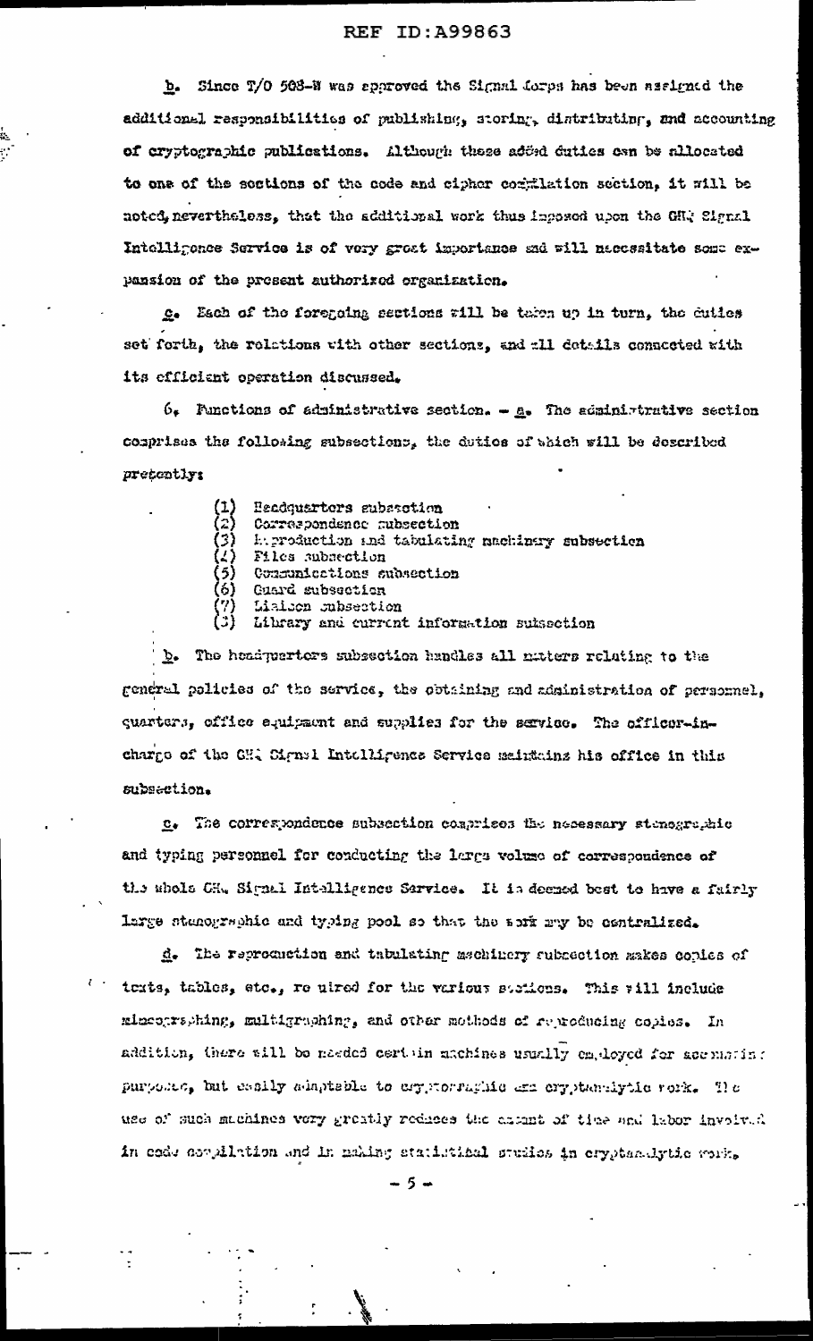b. Since T/O 508-W was approved the Signal Corps has been assigned the additional responsibilities of publishing, storing, distributing, and accounting of cryptographic publications. Although these added duties can be allocated to one of the sections of the code and cipher compilation section, it will be noted, nevertheless, that the additional work thus imposed upon the GHQ Signal Intelligence Service is of very great importance and will necessitate some expansion of the present authorized organization.

c. Each of the foregoing sections will be taken up in turn, the duties set forth, the relations with other sections, and all details connected with its efficient operation discussed.

6. Functions of administrative section. – a. The administrative section comprises the following subsections, the duties of which will be described presently:

(1) Headquarters subsection
(2) Correspondence subsection
(3) Reproduction and tabulating machinery subsection
(4) Files subsection
(5) Communications subsection
(6) Guard subsection
(7) Liaison subsection
(8) Library and current information subsection

b. The headquarters subsection handles all matters relating to the general policies of the service, the obtaining and administration of personnel, quarters, office equipment and supplies for the service. The officer-in-charge of the GHQ Signal Intelligence Service maintains his office in this subsection.

c. The correspondence subsection comprises the necessary stenographic and typing personnel for conducting the large volume of correspondence of the whole GHQ Signal Intelligence Service. It is deemed best to have a fairly large stenographic and typing pool so that the work may be centralized.

d. The reproduction and tabulating machinery subsection makes copies of texts, tables, etc., required for the various sections. This will include mimeographing, multigraphing, and other methods of reproducing copies. In addition, there will be needed certain machines usually employed for accounting purposes, but easily adaptable to cryptographic and cryptanalytic work. The use of such machines very greatly reduces the amount of time and labor involved in code compilation and in making statistical studies in cryptanalytic work.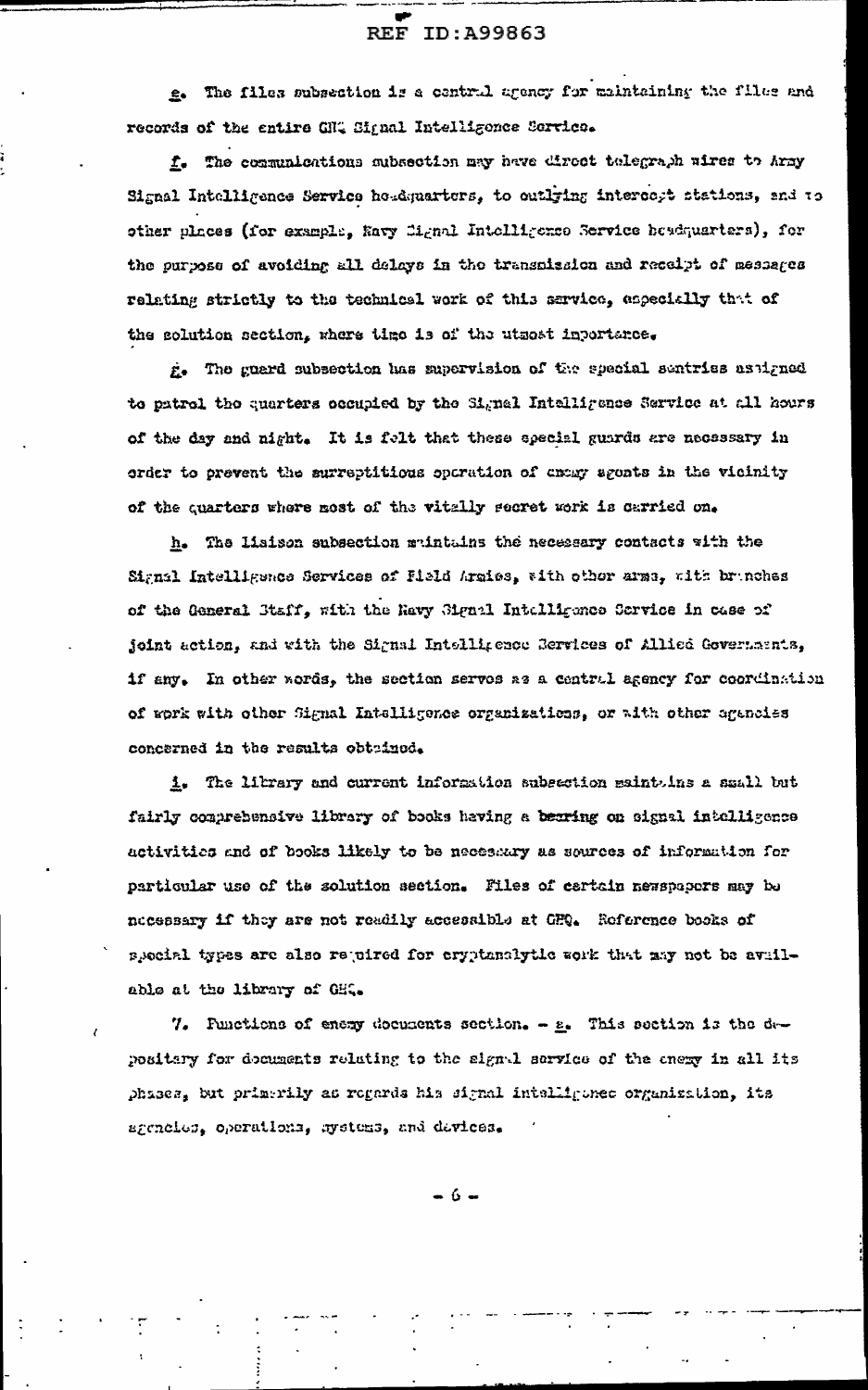*e*. The files subsection is a central agency for maintaining the files and records of the entire GHQ Signal Intelligence Service.

*f*. The communications subsection may have direct telegraph wires to Army Signal Intelligence Service headquarters, to outlying intercept stations, and to other places (for example, Navy Signal Intelligence Service headquarters), for the purpose of avoiding all delays in the transmission and receipt of messages relating strictly to the technical work of this service, especially that of the solution section, where time is of the utmost importance.

*g*. The guard subsection has supervision of the special sentries assigned to patrol the quarters occupied by the Signal Intelligence Service at all hours of the day and night. It is felt that these special guards are necessary in order to prevent the surreptitious operation of enemy agents in the vicinity of the quarters where most of the vitally secret work is carried on.

*h*. The liaison subsection maintains the necessary contacts with the Signal Intelligence Services of Field Armies, with other arms, with branches of the General Staff, with the Navy Signal Intelligence Service in case of joint action, and with the Signal Intelligence Services of Allied Governments, if any. In other words, the section serves as a central agency for coordination of work with other Signal Intelligence organizations, or with other agencies concerned in the results obtained.

*i*. The library and current information subsection maintains a small but fairly comprehensive library of books having a bearing on signal intelligence activities and of books likely to be necessary as sources of information for particular use of the solution section. Files of certain newspapers may be necessary if they are not readily accessible at GHQ. Reference books of special types are also required for cryptanalytic work that may not be available at the library of GHQ.

7. Functions of enemy documents section. - *a*. This section is the depository for documents relating to the signal service of the enemy in all its phases, but primarily as regards his signal intelligence organization, its agencies, operations, systems, and devices.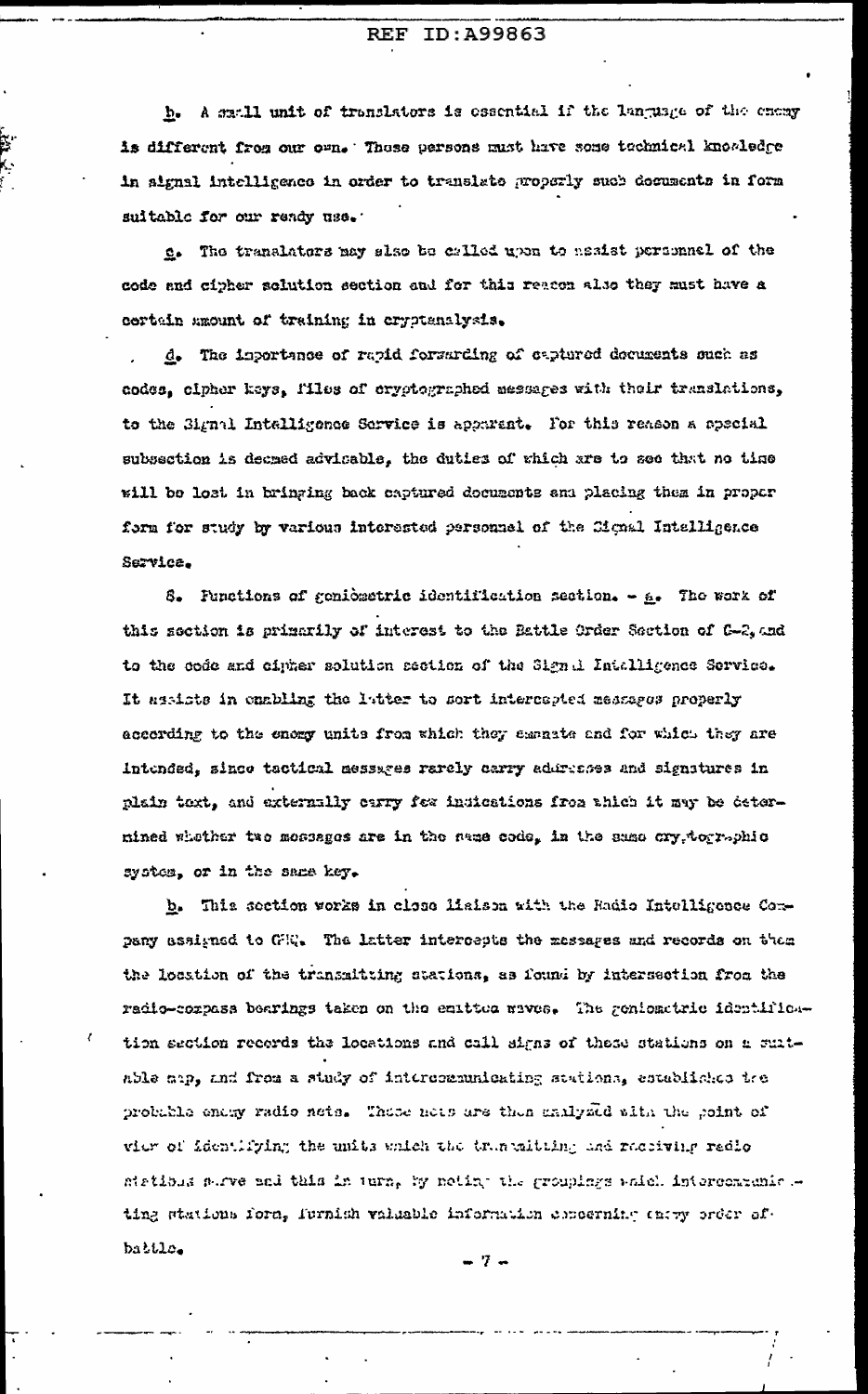*b.* A small unit of translators is essential if the language of the enemy is different from our own. These persons must have some technical knowledge in signal intelligence in order to translate properly such documents in form suitable for our ready use.

*c.* The translators may also be called upon to assist personnel of the code and cipher solution section and for this reason also they must have a certain amount of training in cryptanalysis.

*d.* The importance of rapid forwarding of captured documents such as codes, cipher keys, files of cryptographed messages with their translations, to the Signal Intelligence Service is apparent. For this reason a special subsection is deemed advisable, the duties of which are to see that no time will be lost in bringing back captured documents and placing them in proper form for study by various interested personnel of the Signal Intelligence Service.

8. Functions of goniometric identification section. - *a.* The work of this section is primarily of interest to the Battle Order Section of G-2, and to the code and cipher solution section of the Signal Intelligence Service. It assists in enabling the latter to sort intercepted messages properly according to the enemy units from which they emanate and for which they are intended, since tactical messages rarely carry addresses and signatures in plain text, and externally carry few indications from which it may be determined whether two messages are in the same code, in the same cryptographic system, or in the same key.

*b.* This section works in close liaison with the Radio Intelligence Company assigned to GHQ. The latter intercepts the messages and records on them the location of the transmitting stations, as found by intersection from the radio-compass bearings taken on the emitted waves. The goniometric identification section records the locations and call signs of these stations on a suitable map, and from a study of intercommunicating stations, establishes the probable enemy radio nets. These nets are then analyzed with the point of view of identifying the units which the transmitting and receiving radio stations serve and this in turn, by noting the groupings which intercommunicating stations form, furnish valuable information concerning enemy order of battle.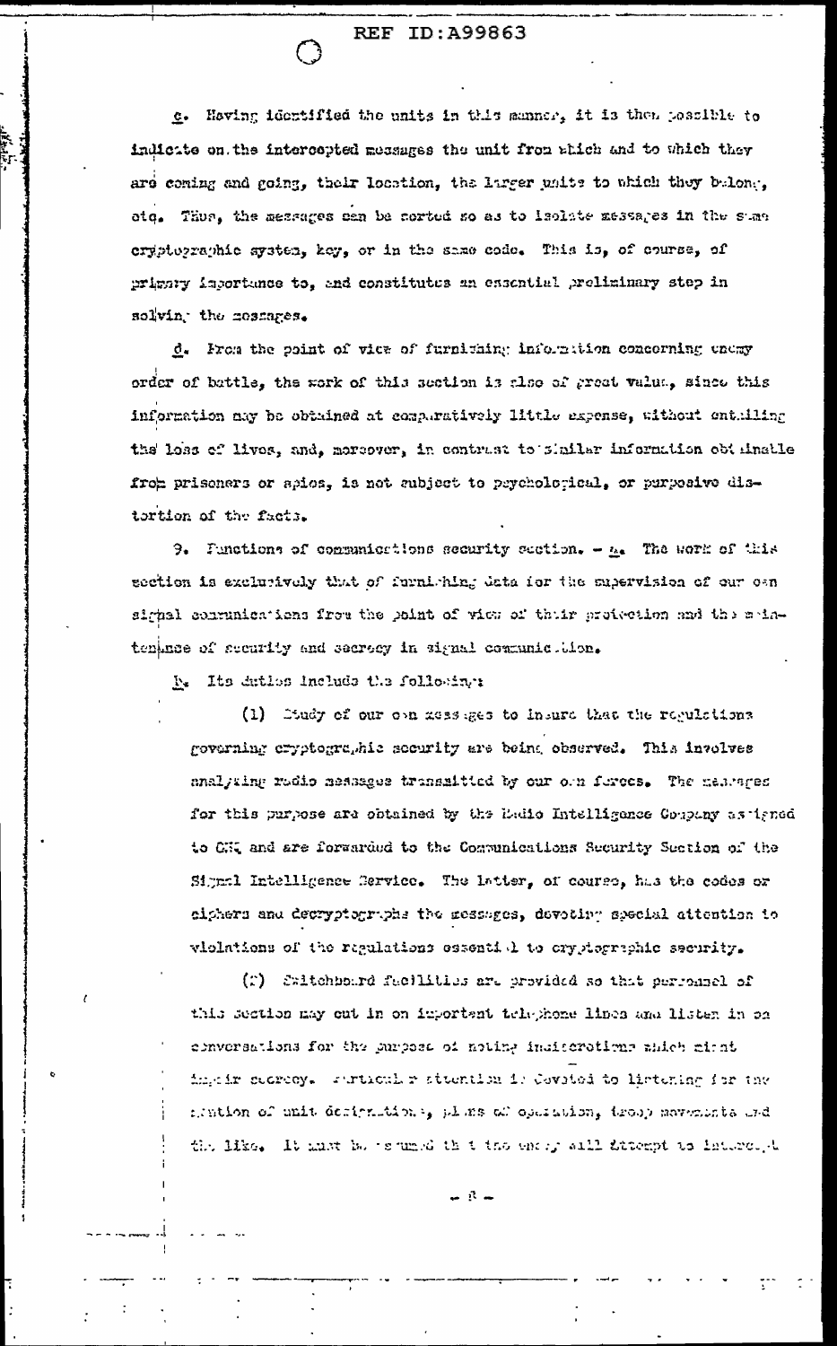c. Having identified the units in this manner, it is then possible to indicate on the intercepted messages the unit from which and to which they are coming and going, their location, the larger units to which they belong, etc. Thus, the messages can be sorted so as to isolate messages in the same cryptographic system, key, or in the same code. This is, of course, of primary importance to, and constitutes an essential preliminary step in solving the messages.

d. From the point of view of furnishing information concerning enemy order of battle, the work of this section is also of great value, since this information may be obtained at comparatively little expense, without entailing the loss of lives, and, moreover, in contrast to similar information obtainable from prisoners or spies, is not subject to psychological, or purposive distortion of the facts.

9. Functions of communications security section. – a. The work of this section is exclusively that of furnishing data for the supervision of our own signal communications from the point of view of their protection and the maintenance of security and secrecy in signal communication.

b. Its duties include the following:

(1) Study of our own messages to insure that the regulations governing cryptographic security are being observed. This involves analyzing radio messages transmitted by our own forces. The messages for this purpose are obtained by the Radio Intelligence Company assigned to GHQ and are forwarded to the Communications Security Section of the Signal Intelligence Service. The latter, of course, has the codes or ciphers and decryptographs the messages, devoting special attention to violations of the regulations essential to cryptographic security.

(2) Switchboard facilities are provided so that personnel of this section may cut in on important telephone lines and listen in on conversations for the purpose of noting indiscretions which might impair secrecy. Particular attention is devoted to listening for the mention of unit designations, plans of operation, troop movements and the like. It must be assumed that the enemy will attempt to intercept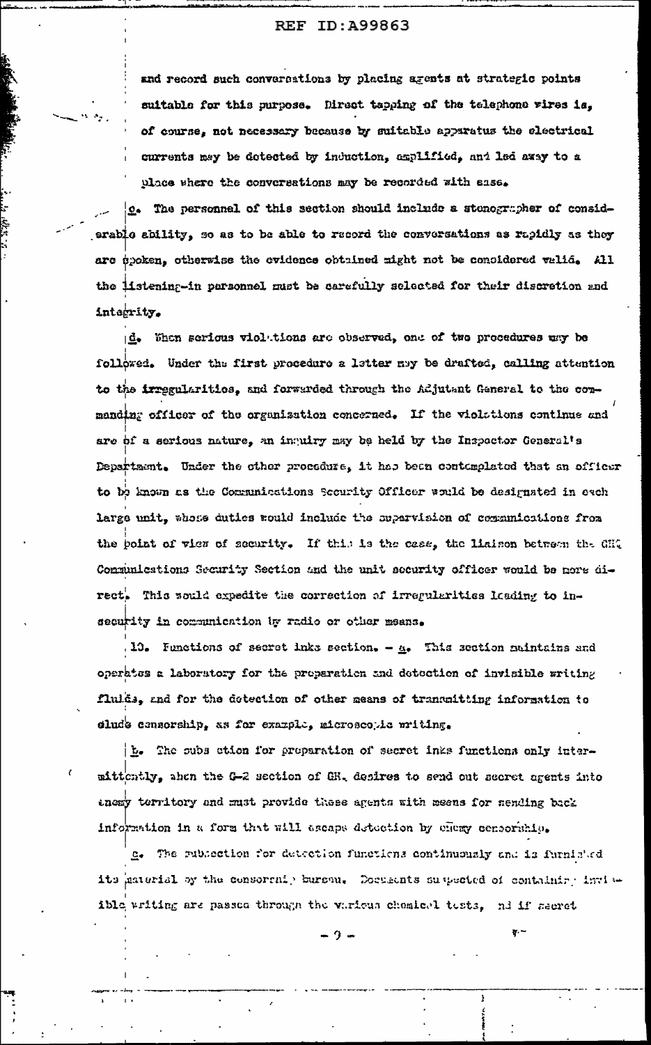and record such conversations by placing agents at strategic points suitable for this purpose. Direct tapping of the telephone wires is, of course, not necessary because by suitable apparatus the electrical currents may be detected by induction, amplified, and led away to a place where the conversations may be recorded with ease.

c. The personnel of this section should include a stenographer of considerable ability, so as to be able to record the conversations as rapidly as they are spoken, otherwise the evidence obtained might not be considered valid. All the listening-in personnel must be carefully selected for their discretion and integrity.

d. When serious violations are observed, one of two procedures may be followed. Under the first procedure a letter may be drafted, calling attention to the irregularities, and forwarded through the Adjutant General to the commanding officer of the organization concerned. If the violations continue and are of a serious nature, an inquiry may be held by the Inspector General's Department. Under the other procedure, it has been contemplated that an officer to be known as the Communications Security Officer would be designated in each large unit, whose duties would include the supervision of communications from the point of view of security. If this is the case, the liaison between the GHQ Communications Security Section and the unit security officer would be more direct. This would expedite the correction of irregularities leading to insecurity in communication by radio or other means.

10. Functions of secret inks section. - a. This section maintains and operates a laboratory for the preparation and detection of invisible writing fluids, and for the detection of other means of transmitting information to elude censorship, as for example, microscopic writing.

b. The subsection for preparation of secret inks functions only intermittently, when the G-2 section of GHQ desires to send out secret agents into enemy territory and must provide these agents with means for sending back information in a form that will escape detection by enemy censorship.

c. The subsection for detection functions continuously and is furnished its material by the censorship bureau. Documents suspected of containing invisible writing are passed through the various chemical tests, and if secret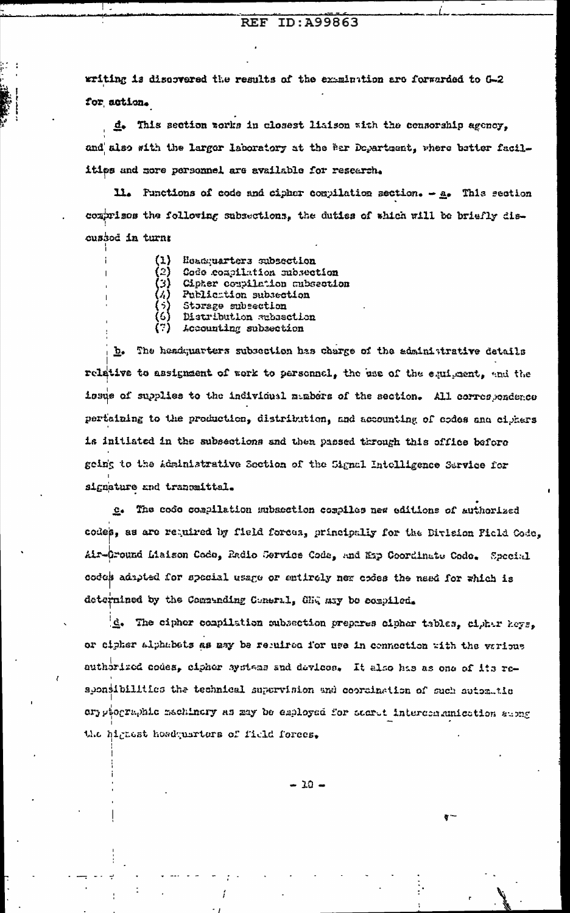writing is discovered the results of the examination are forwarded to G-2 for action.

d. This section works in closest liaison with the censorship agency, and also with the larger laboratory at the War Department, where better facilities and more personnel are available for research.

11. Functions of code and cipher compilation section. – a. This section comprises the following subsections, the duties of which will be briefly discussed in turn:

(1) Headquarters subsection
(2) Code compilation subsection
(3) Cipher compilation subsection
(4) Publication subsection
(5) Storage subsection
(6) Distribution subsection
(7) Accounting subsection

b. The headquarters subsection has charge of the administrative details relative to assignment of work to personnel, the use of the equipment, and the issue of supplies to the individual members of the section. All correspondence pertaining to the production, distribution, and accounting of codes and ciphers is initiated in the subsections and then passed through this office before going to the Administrative Section of the Signal Intelligence Service for signature and transmittal.

c. The code compilation subsection compiles new editions of authorized codes, as are required by field forces, principally for the Division Field Code, Air-Ground Liaison Code, Radio Service Code, and Map Coordinate Code. Special codes adapted for special usage or entirely new codes the need for which is determined by the Commanding General, GHQ may be compiled.

d. The cipher compilation subsection prepares cipher tables, cipher keys, or cipher alphabets as may be required for use in connection with the various authorized codes, cipher systems and devices. It also has as one of its responsibilities the technical supervision and coordination of such automatic cryptographic machinery as may be employed for secret intercommunication among the highest headquarters of field forces.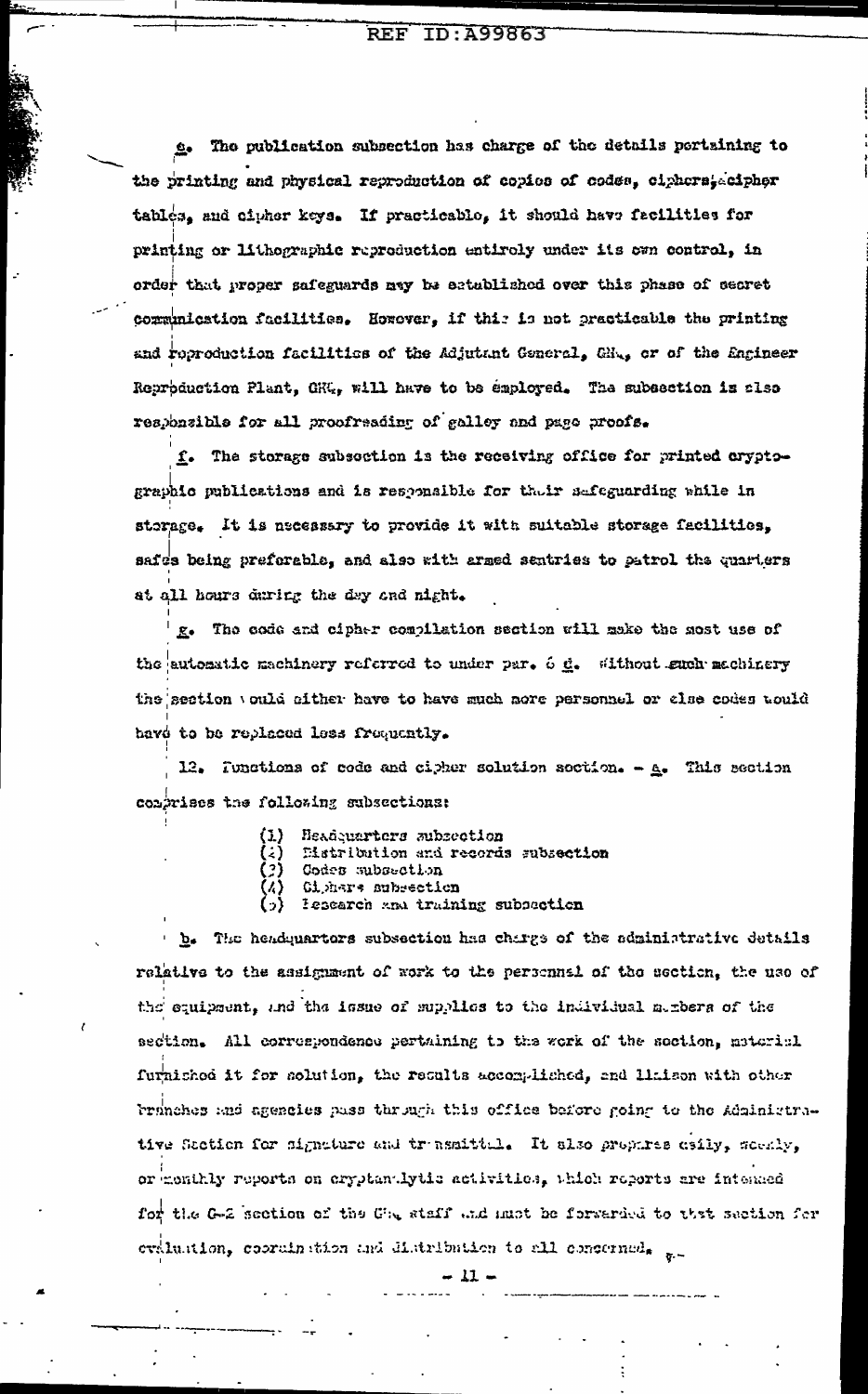*e.* The publication subsection has charge of the details pertaining to the printing and physical reproduction of copies of codes, ciphers, cipher tables, and cipher keys. If practicable, it should have facilities for printing or lithographic reproduction entirely under its own control, in order that proper safeguards may be established over this phase of secret communication facilities. However, if this is not practicable the printing and reproduction facilities of the Adjutant General, GHQ, or of the Engineer Reproduction Plant, GHQ, will have to be employed. The subsection is also responsible for all proofreading of galley and page proofs.

*f.* The storage subsection is the receiving office for printed cryptographic publications and is responsible for their safeguarding while in storage. It is necessary to provide it with suitable storage facilities, safes being preferable, and also with armed sentries to patrol the quarters at all hours during the day and night.

*g.* The code and cipher compilation section will make the most use of the automatic machinery referred to under par. 6 *d*. Without such machinery the section would either have to have much more personnel or else codes would have to be replaced less frequently.

12. Functions of code and cipher solution section. - *a.* This section comprises the following subsections:

(1) Headquarters subsection
(2) Distribution and records subsection
(3) Codes subsection
(4) Ciphers subsection
(5) Research and training subsection

*b.* The headquarters subsection has charge of the administrative details relative to the assignment of work to the personnel of the section, the use of the equipment, and the issue of supplies to the individual members of the section. All correspondence pertaining to the work of the section, material furnished it for solution, the results accomplished, and liaison with other branches and agencies pass through this office before going to the Administrative Section for signature and transmittal. It also prepares daily, weekly, or monthly reports on cryptanalytic activities, which reports are intended for the G-2 section of the GHQ staff and must be forwarded to that section for evaluation, coordination and distribution to all concerned.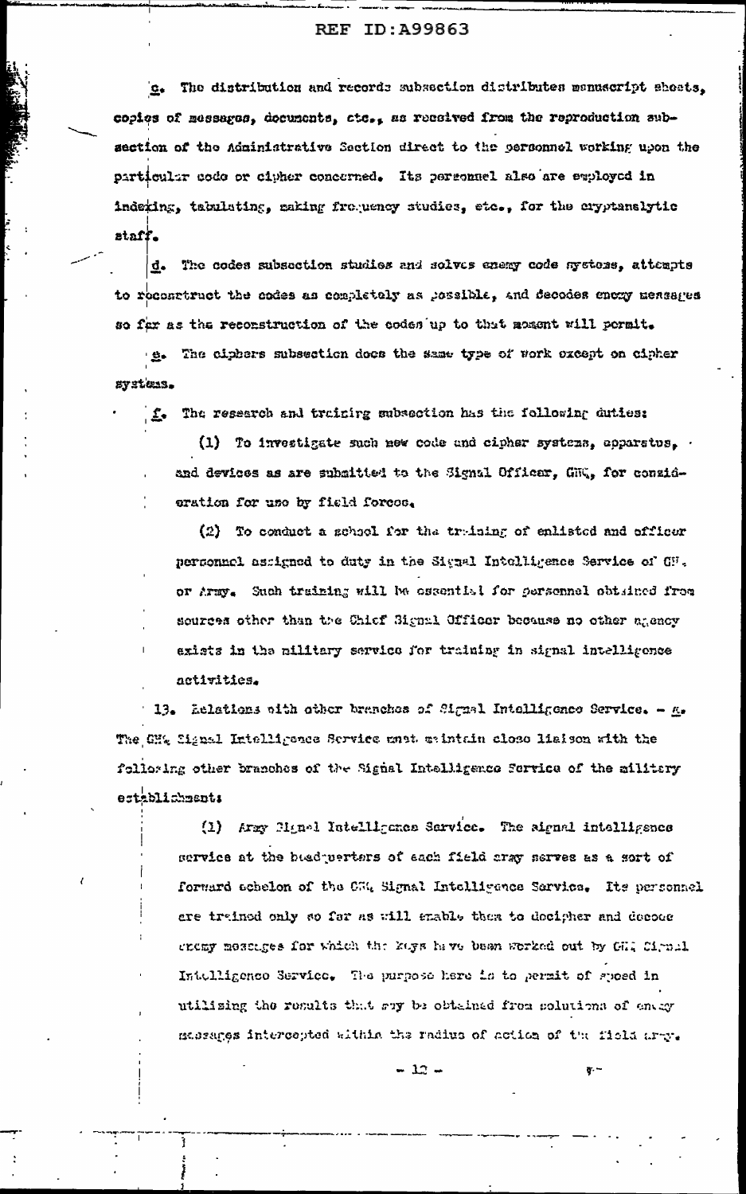c. The distribution and records subsection distributes manuscript sheets, copies of messages, documents, etc., as received from the reproduction subsection of the Administrative Section direct to the personnel working upon the particular code or cipher concerned. Its personnel also are employed in indexing, tabulating, making frequency studies, etc., for the cryptanalytic staff.

d. The codes subsection studies and solves enemy code systems, attempts to reconstruct the codes as completely as possible, and decodes enemy messages so far as the reconstruction of the codes up to that moment will permit.

e. The ciphers subsection does the same type of work except on cipher systems.

f. The research and training subsection has the following duties:

(1) To investigate such new code and cipher systems, apparatus, and devices as are submitted to the Signal Officer, GHQ, for consideration for use by field forces.

(2) To conduct a school for the training of enlisted and officer personnel assigned to duty in the Signal Intelligence Service of GHQ or Army. Such training will be essential for personnel obtained from sources other than the Chief Signal Officer because no other agency exists in the military service for training in signal intelligence activities.

13. Relations with other branches of Signal Intelligence Service. - a. The GHQ Signal Intelligence Service must maintain close liaison with the following other branches of the Signal Intelligence Service of the military establishment:

(1) Army Signal Intelligence Service. The signal intelligence service at the headquarters of each field army serves as a sort of forward echelon of the GHQ Signal Intelligence Service. Its personnel are trained only so far as will enable them to decipher and decode enemy messages for which the keys have been worked out by GHQ Signal Intelligence Service. The purpose here is to permit of speed in utilizing the results that may be obtained from solutions of enemy messages intercepted within the radius of action of the field army.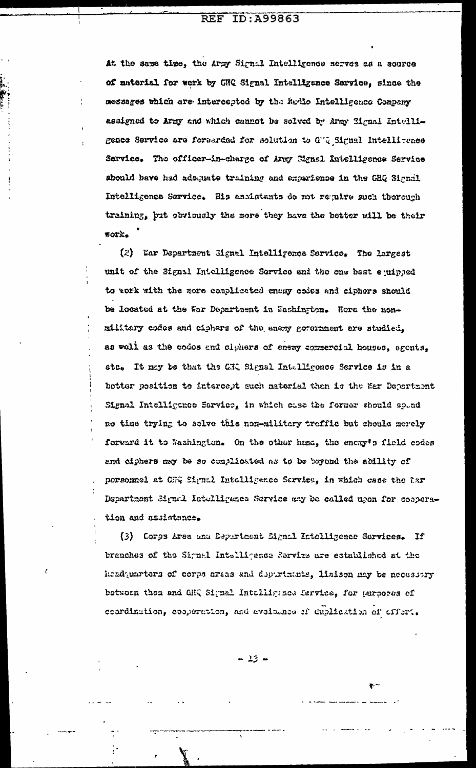At the same time, the Army Signal Intelligence serves as a source of material for work by GHQ Signal Intelligence Service, since the messages which are intercepted by the Radio Intelligence Company assigned to Army and which cannot be solved by Army Signal Intelligence Service are forwarded for solution to GHQ Signal Intelligence Service. The officer-in-charge of Army Signal Intelligence Service should have had adequate training and experience in the GHQ Signal Intelligence Service. His assistants do not require such thorough training, but obviously the more they have the better will be their work.

(2) War Department Signal Intelligence Service. The largest unit of the Signal Intelligence Service and the one best equipped to work with the more complicated enemy codes and ciphers should be located at the War Department in Washington. Here the non-military codes and ciphers of the enemy government are studied, as well as the codes and ciphers of enemy commercial houses, agents, etc. It may be that the GHQ Signal Intelligence Service is in a better position to intercept such material than is the War Department Signal Intelligence Service, in which case the former should spend no time trying to solve this non-military traffic but should merely forward it to Washington. On the other hand, the enemy's field codes and ciphers may be so complicated as to be beyond the ability of personnel at GHQ Signal Intelligence Service, in which case the War Department Signal Intelligence Service may be called upon for cooperation and assistance.

(3) Corps Area and Department Signal Intelligence Services. If branches of the Signal Intelligence Service are established at the headquarters of corps areas and departments, liaison may be necessary between them and GHQ Signal Intelligence Service, for purposes of coordination, cooperation, and avoidance of duplication of effort.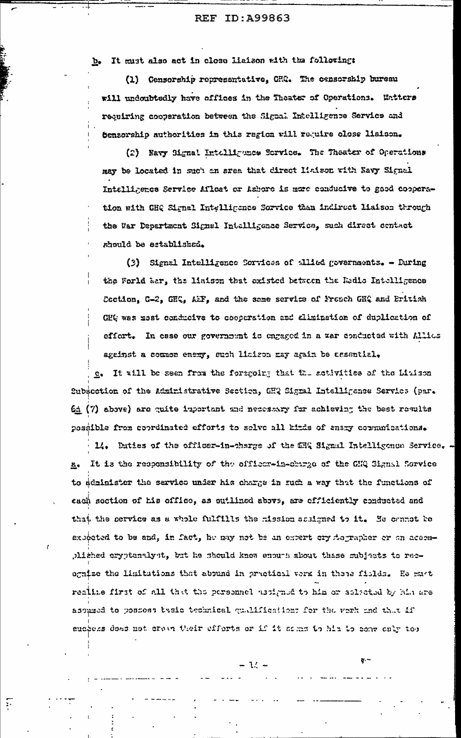b. It must also act in close liaison with the following:

(1) Censorship representative, GHQ. The censorship bureau will undoubtedly have offices in the Theater of Operations. Matters requiring cooperation between the Signal Intelligence Service and censorship authorities in this region will require close liaison.

(2) Navy Signal Intelligence Service. The Theater of Operations may be located in such an area that direct liaison with Navy Signal Intelligence Service Afloat or Ashore is more conducive to good cooperation with GHQ Signal Intelligence Service than indirect liaison through the War Department Signal Intelligence Service, such direct contact should be established.

(3) Signal Intelligence Services of allied governments. - During the World War, the liaison that existed between the Radio Intelligence Section, G-2, GHQ, AEF, and the same service of French GHQ and British GHQ was most conducive to cooperation and elimination of duplication of effort. In case our government is engaged in a war conducted with Allies against a common enemy, such liaison may again be essential.

c. It will be seen from the foregoing that the activities of the Liaison Subsection of the Administrative Section, GHQ Signal Intelligence Service (par. 6a (7) above) are quite important and necessary for achieving the best results possible from coordinated efforts to solve all kinds of enemy communications.

14. Duties of the officer-in-charge of the GHQ Signal Intelligence Service. - a. It is the responsibility of the officer-in-charge of the GHQ Signal Service to administer the service under his charge in such a way that the functions of each section of his office, as outlined above, are efficiently conducted and that the service as a whole fulfills the mission assigned to it. He cannot be expected to be and, in fact, he may not be an expert cryptographer or an accomplished cryptanalyst, but he should know enough about these subjects to recognize the limitations that abound in practical work in these fields. He must realize first of all that the personnel assigned to him or selected by him are assumed to possess basic technical qualifications for the work and that if success does not crown their efforts or if it seems to him to come only too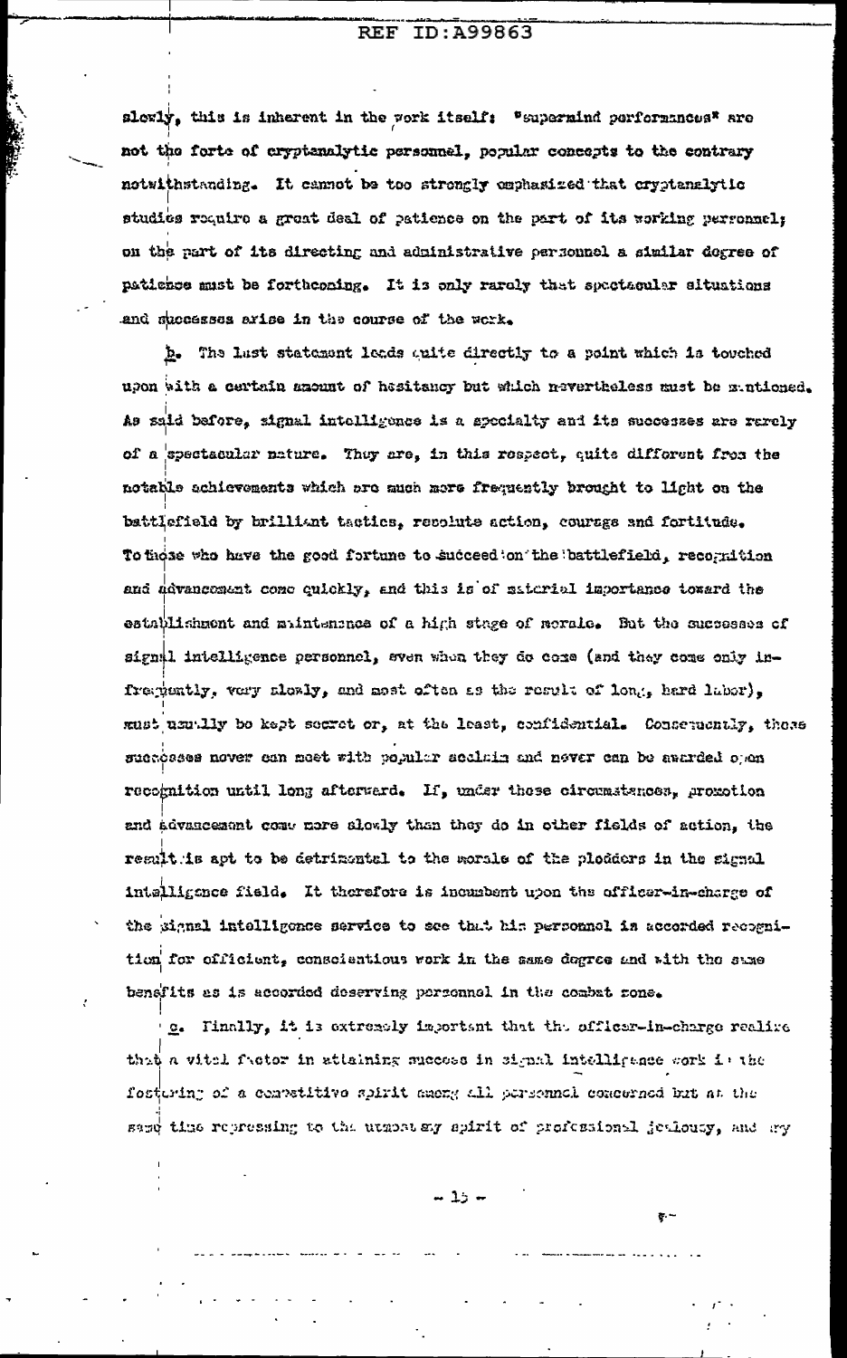slowly, this is inherent in the work itself: "supermind performances" are not the forte of cryptanalytic personnel, popular concepts to the contrary notwithstanding. It cannot be too strongly emphasized that cryptanalytic studies require a great deal of patience on the part of its working personnel; on the part of its directing and administrative personnel a similar degree of patience must be forthcoming. It is only rarely that spectacular situations and successes arise in the course of the work.

b. The last statement leads quite directly to a point which is touched upon with a certain amount of hesitancy but which nevertheless must be mentioned. As said before, signal intelligence is a specialty and its successes are rarely of a spectacular nature. They are, in this respect, quite different from the notable achievements which are much more frequently brought to light on the battlefield by brilliant tactics, resolute action, courage and fortitude. To those who have the good fortune to succeed on the battlefield, recognition and advancement come quickly, and this is of material importance toward the establishment and maintenance of a high stage of morale. But the successes of signal intelligence personnel, even when they do come (and they come only infrequently, very slowly, and most often as the result of long, hard labor), must usually be kept secret or, at the least, confidential. Consequently, these successes never can meet with popular acclaim and never can be awarded open recognition until long afterward. If, under these circumstances, promotion and advancement come more slowly than they do in other fields of action, the result is apt to be detrimental to the morale of the plodders in the signal intelligence field. It therefore is incumbent upon the officer-in-charge of the signal intelligence service to see that his personnel is accorded recognition for efficient, conscientious work in the same degree and with the same benefits as is accorded deserving personnel in the combat zone.

c. Finally, it is extremely important that the officer-in-charge realize that a vital factor in attaining success in signal intelligence work is the fostering of a competitive spirit among all personnel concerned but at the same time repressing to the utmost any spirit of professional jealousy, and any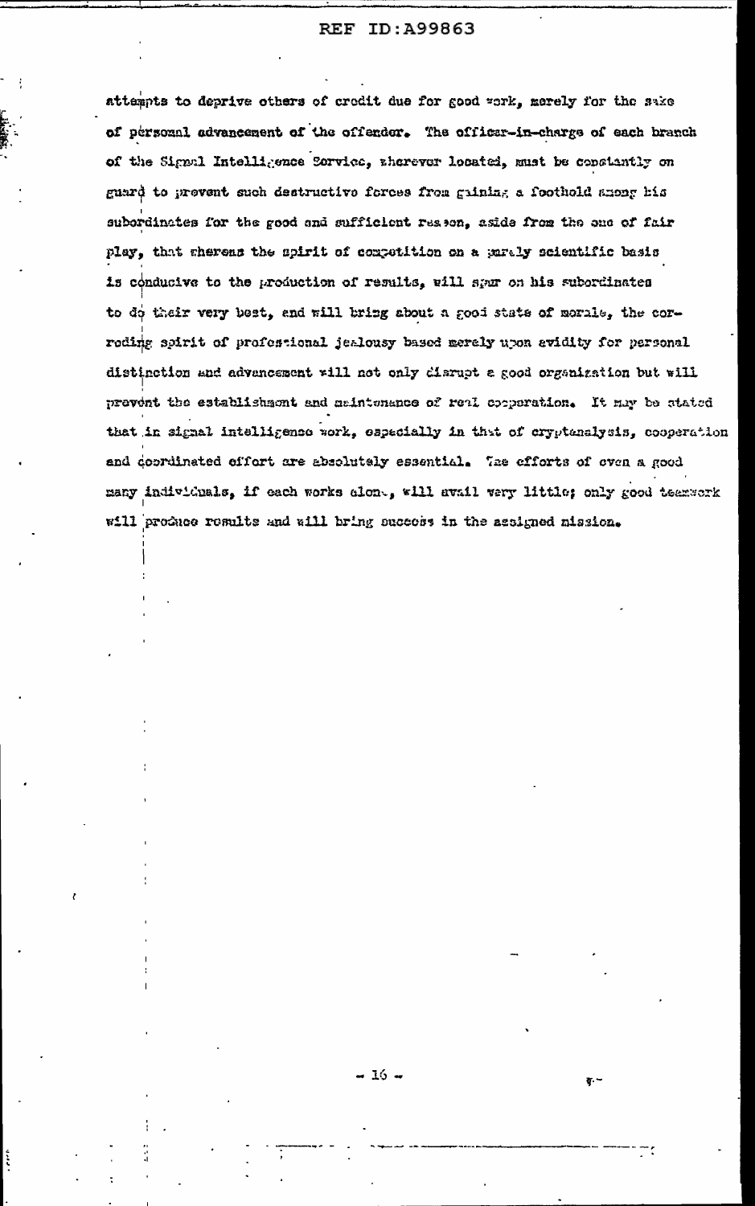attempts to deprive others of credit due for good work, merely for the sake of personal advancement of the offender. The officer-in-charge of each branch of the Signal Intelligence Service, wherever located, must be constantly on guard to prevent such destructive forces from gaining a foothold among his subordinates for the good and sufficient reason, aside from the one of fair play, that whereas the spirit of competition on a purely scientific basis is conducive to the production of results, will spur on his subordinates to do their very best, and will bring about a good state of morale, the corroding spirit of professional jealousy based merely upon avidity for personal distinction and advancement will not only disrupt a good organization but will prevent the establishment and maintenance of real cooperation. It may be stated that in signal intelligence work, especially in that of cryptanalysis, cooperation and coordinated effort are absolutely essential. The efforts of even a good many individuals, if each works alone, will avail very little; only good teamwork will produce results and will bring success in the assigned mission.